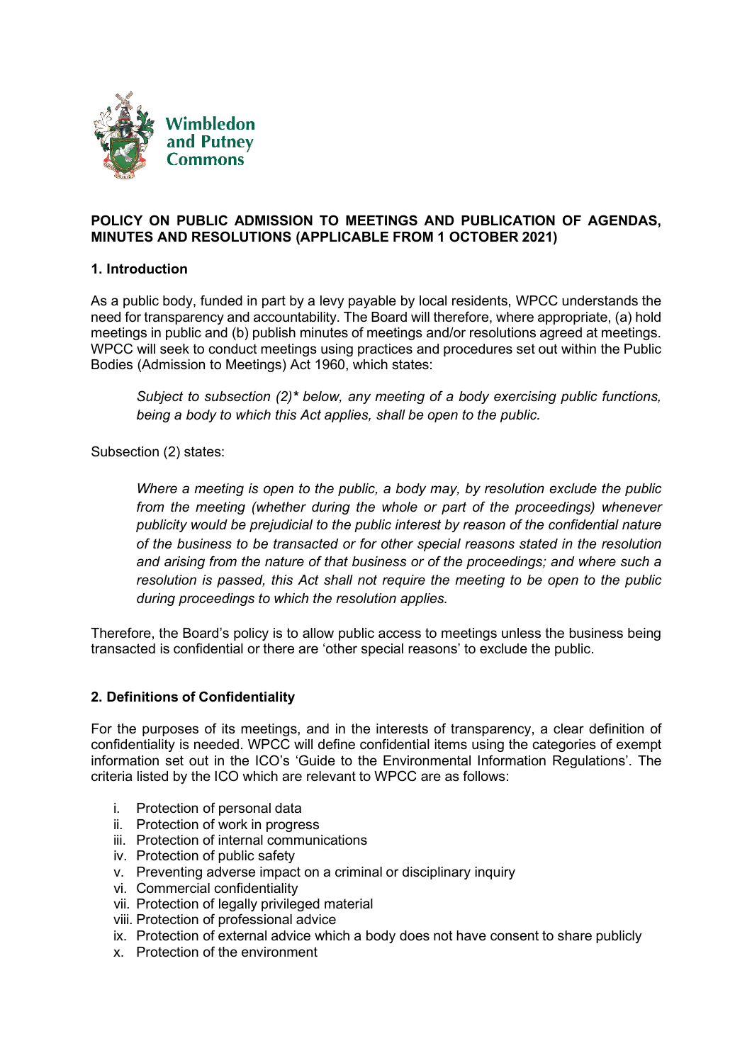Wimbledon and Putney Commons

**POLICY ON PUBLIC ADMISSION TO MEETINGS AND PUBLICATION OF AGENDAS, MINUTES AND RESOLUTIONS (APPLICABLE FROM 1 OCTOBER 2021)**

## 1. Introduction

As a public body, funded in part by a levy payable by local residents, WPCC understands the need for transparency and accountability. The Board will therefore, where appropriate, (a) hold meetings in public and (b) publish minutes of meetings and/or resolutions agreed at meetings. WPCC will seek to conduct meetings using practices and procedures set out within the Public Bodies (Admission to Meetings) Act 1960, which states:

> *Subject to subsection (2)* below, any meeting of a body exercising public functions, being a body to which this Act applies, shall be open to the public.*

Subsection (2) states:

> *Where a meeting is open to the public, a body may, by resolution exclude the public from the meeting (whether during the whole or part of the proceedings) whenever publicity would be prejudicial to the public interest by reason of the confidential nature of the business to be transacted or for other special reasons stated in the resolution and arising from the nature of that business or of the proceedings; and where such a resolution is passed, this Act shall not require the meeting to be open to the public during proceedings to which the resolution applies.*

Therefore, the Board's policy is to allow public access to meetings unless the business being transacted is confidential or there are 'other special reasons' to exclude the public.

## 2. Definitions of Confidentiality

For the purposes of its meetings, and in the interests of transparency, a clear definition of confidentiality is needed. WPCC will define confidential items using the categories of exempt information set out in the ICO's 'Guide to the Environmental Information Regulations'. The criteria listed by the ICO which are relevant to WPCC are as follows:

i. Protection of personal data
ii. Protection of work in progress
iii. Protection of internal communications
iv. Protection of public safety
v. Preventing adverse impact on a criminal or disciplinary inquiry
vi. Commercial confidentiality
vii. Protection of legally privileged material
viii. Protection of professional advice
ix. Protection of external advice which a body does not have consent to share publicly
x. Protection of the environment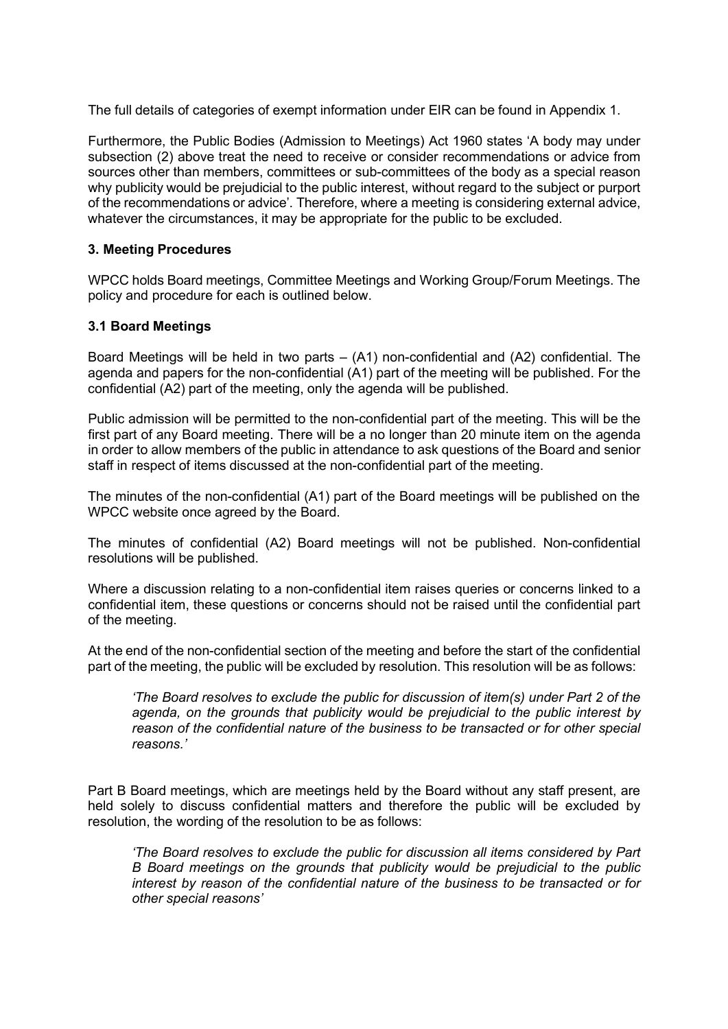The full details of categories of exempt information under EIR can be found in Appendix 1.

Furthermore, the Public Bodies (Admission to Meetings) Act 1960 states 'A body may under subsection (2) above treat the need to receive or consider recommendations or advice from sources other than members, committees or sub-committees of the body as a special reason why publicity would be prejudicial to the public interest, without regard to the subject or purport of the recommendations or advice'. Therefore, where a meeting is considering external advice, whatever the circumstances, it may be appropriate for the public to be excluded.

### 3. Meeting Procedures

WPCC holds Board meetings, Committee Meetings and Working Group/Forum Meetings. The policy and procedure for each is outlined below.

### 3.1 Board Meetings

Board Meetings will be held in two parts – (A1) non-confidential and (A2) confidential. The agenda and papers for the non-confidential (A1) part of the meeting will be published. For the confidential (A2) part of the meeting, only the agenda will be published.

Public admission will be permitted to the non-confidential part of the meeting. This will be the first part of any Board meeting. There will be a no longer than 20 minute item on the agenda in order to allow members of the public in attendance to ask questions of the Board and senior staff in respect of items discussed at the non-confidential part of the meeting.

The minutes of the non-confidential (A1) part of the Board meetings will be published on the WPCC website once agreed by the Board.

The minutes of confidential (A2) Board meetings will not be published. Non-confidential resolutions will be published.

Where a discussion relating to a non-confidential item raises queries or concerns linked to a confidential item, these questions or concerns should not be raised until the confidential part of the meeting.

At the end of the non-confidential section of the meeting and before the start of the confidential part of the meeting, the public will be excluded by resolution. This resolution will be as follows:

> *'The Board resolves to exclude the public for discussion of item(s) under Part 2 of the agenda, on the grounds that publicity would be prejudicial to the public interest by reason of the confidential nature of the business to be transacted or for other special reasons.'*

Part B Board meetings, which are meetings held by the Board without any staff present, are held solely to discuss confidential matters and therefore the public will be excluded by resolution, the wording of the resolution to be as follows:

> *'The Board resolves to exclude the public for discussion all items considered by Part B Board meetings on the grounds that publicity would be prejudicial to the public interest by reason of the confidential nature of the business to be transacted or for other special reasons'*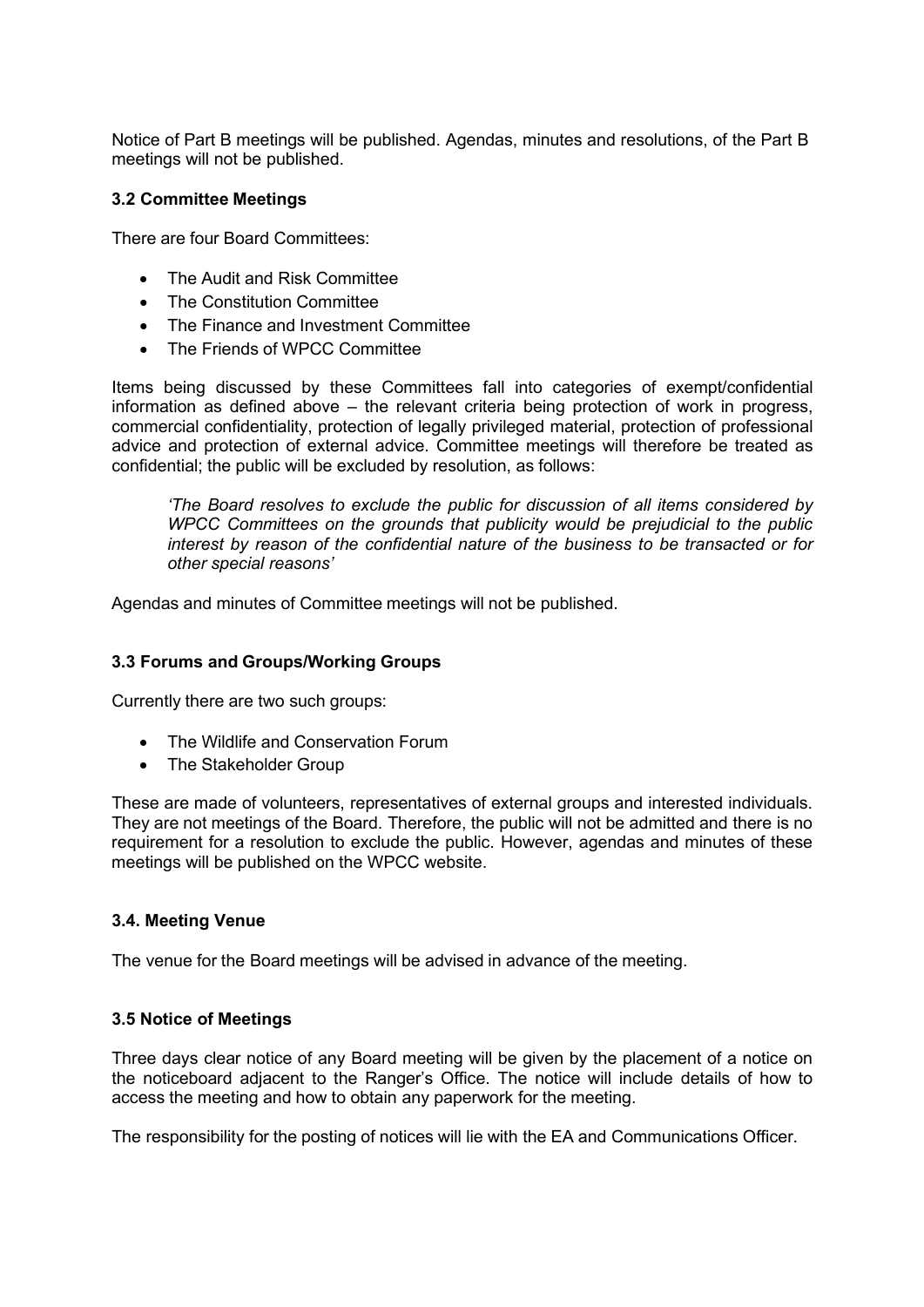Notice of Part B meetings will be published. Agendas, minutes and resolutions, of the Part B meetings will not be published.

### 3.2 Committee Meetings

There are four Board Committees:

- The Audit and Risk Committee
- The Constitution Committee
- The Finance and Investment Committee
- The Friends of WPCC Committee

Items being discussed by these Committees fall into categories of exempt/confidential information as defined above – the relevant criteria being protection of work in progress, commercial confidentiality, protection of legally privileged material, protection of professional advice and protection of external advice. Committee meetings will therefore be treated as confidential; the public will be excluded by resolution, as follows:

> *'The Board resolves to exclude the public for discussion of all items considered by WPCC Committees on the grounds that publicity would be prejudicial to the public interest by reason of the confidential nature of the business to be transacted or for other special reasons'*

Agendas and minutes of Committee meetings will not be published.

### 3.3 Forums and Groups/Working Groups

Currently there are two such groups:

- The Wildlife and Conservation Forum
- The Stakeholder Group

These are made of volunteers, representatives of external groups and interested individuals. They are not meetings of the Board. Therefore, the public will not be admitted and there is no requirement for a resolution to exclude the public. However, agendas and minutes of these meetings will be published on the WPCC website.

### 3.4. Meeting Venue

The venue for the Board meetings will be advised in advance of the meeting.

### 3.5 Notice of Meetings

Three days clear notice of any Board meeting will be given by the placement of a notice on the noticeboard adjacent to the Ranger's Office. The notice will include details of how to access the meeting and how to obtain any paperwork for the meeting.

The responsibility for the posting of notices will lie with the EA and Communications Officer.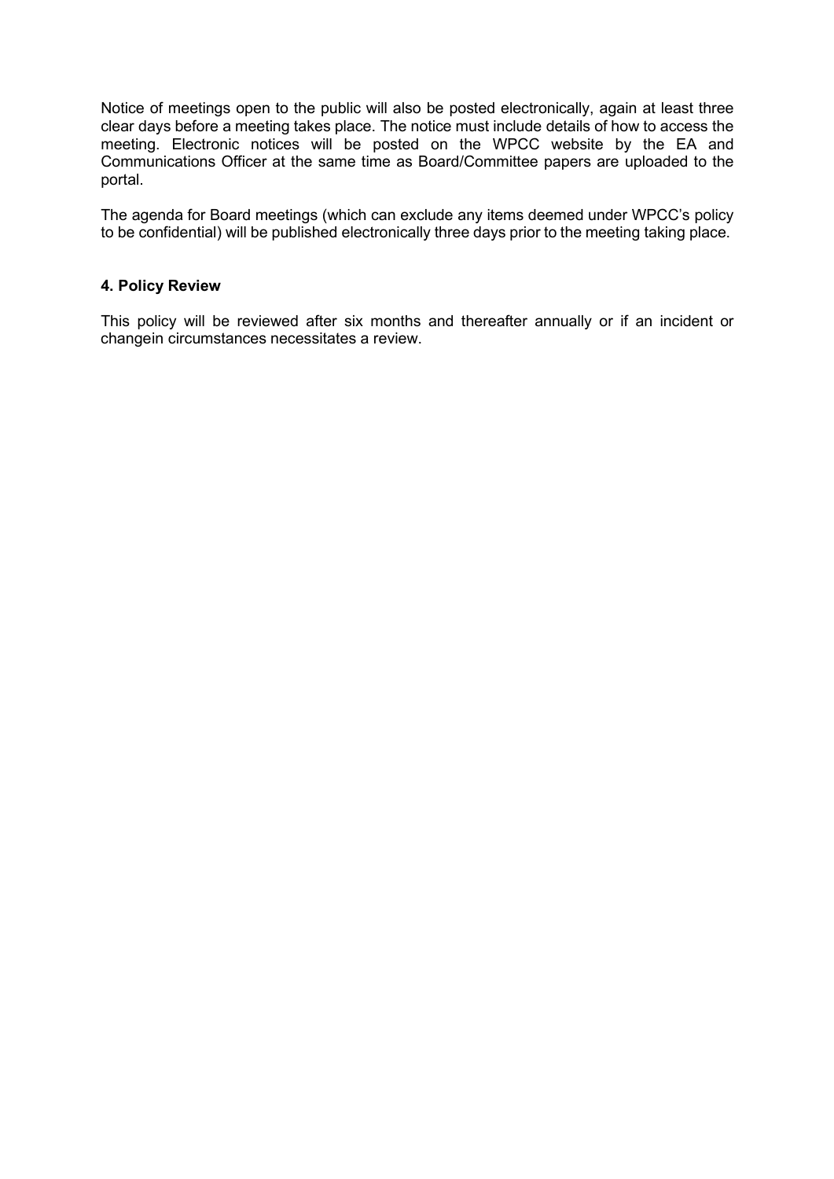Notice of meetings open to the public will also be posted electronically, again at least three clear days before a meeting takes place. The notice must include details of how to access the meeting. Electronic notices will be posted on the WPCC website by the EA and Communications Officer at the same time as Board/Committee papers are uploaded to the portal.

The agenda for Board meetings (which can exclude any items deemed under WPCC's policy to be confidential) will be published electronically three days prior to the meeting taking place.

### 4. Policy Review

This policy will be reviewed after six months and thereafter annually or if an incident or changein circumstances necessitates a review.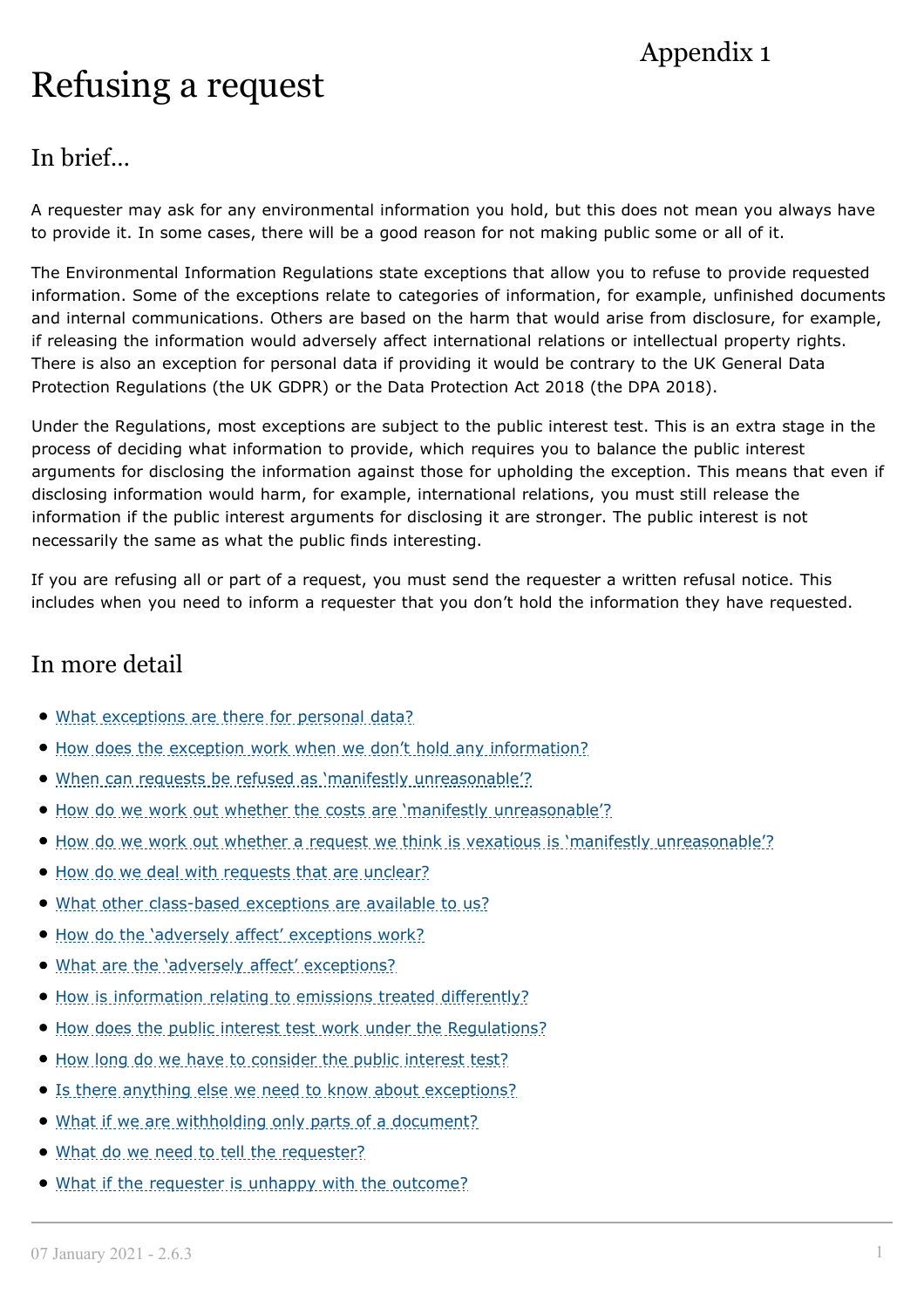Appendix 1

# Refusing a request

## In brief...

A requester may ask for any environmental information you hold, but this does not mean you always have to provide it. In some cases, there will be a good reason for not making public some or all of it.

The Environmental Information Regulations state exceptions that allow you to refuse to provide requested information. Some of the exceptions relate to categories of information, for example, unfinished documents and internal communications. Others are based on the harm that would arise from disclosure, for example, if releasing the information would adversely affect international relations or intellectual property rights. There is also an exception for personal data if providing it would be contrary to the UK General Data Protection Regulations (the UK GDPR) or the Data Protection Act 2018 (the DPA 2018).

Under the Regulations, most exceptions are subject to the public interest test. This is an extra stage in the process of deciding what information to provide, which requires you to balance the public interest arguments for disclosing the information against those for upholding the exception. This means that even if disclosing information would harm, for example, international relations, you must still release the information if the public interest arguments for disclosing it are stronger. The public interest is not necessarily the same as what the public finds interesting.

If you are refusing all or part of a request, you must send the requester a written refusal notice. This includes when you need to inform a requester that you don't hold the information they have requested.

## In more detail

- What exceptions are there for personal data?
- How does the exception work when we don't hold any information?
- When can requests be refused as 'manifestly unreasonable'?
- How do we work out whether the costs are 'manifestly unreasonable'?
- How do we work out whether a request we think is vexatious is 'manifestly unreasonable'?
- How do we deal with requests that are unclear?
- What other class-based exceptions are available to us?
- How do the 'adversely affect' exceptions work?
- What are the 'adversely affect' exceptions?
- How is information relating to emissions treated differently?
- How does the public interest test work under the Regulations?
- How long do we have to consider the public interest test?
- Is there anything else we need to know about exceptions?
- What if we are withholding only parts of a document?
- What do we need to tell the requester?
- What if the requester is unhappy with the outcome?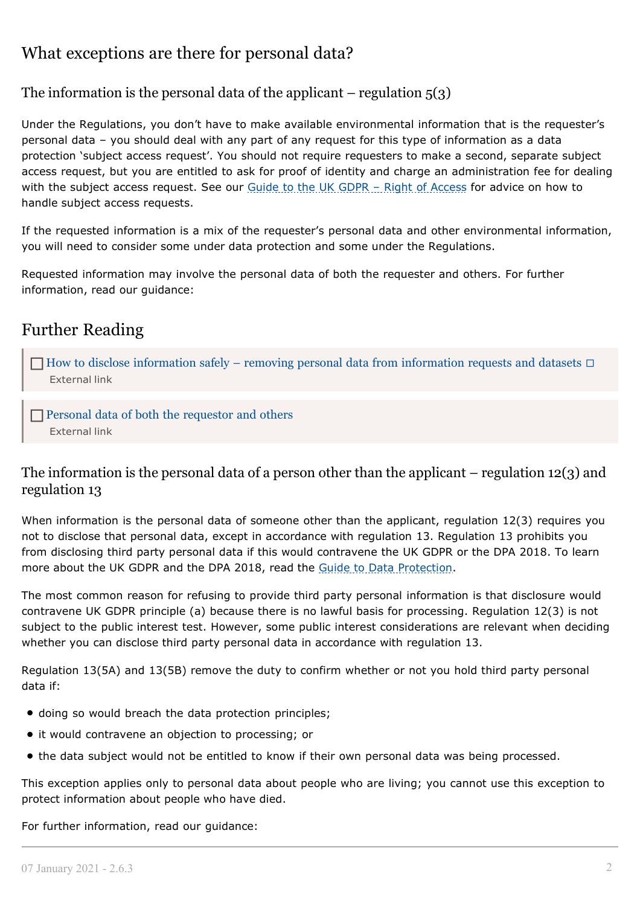## What exceptions are there for personal data?

### The information is the personal data of the applicant – regulation 5(3)

Under the Regulations, you don't have to make available environmental information that is the requester's personal data – you should deal with any part of any request for this type of information as a data protection 'subject access request'. You should not require requesters to make a second, separate subject access request, but you are entitled to ask for proof of identity and charge an administration fee for dealing with the subject access request. See our Guide to the UK GDPR – Right of Access for advice on how to handle subject access requests.

If the requested information is a mix of the requester's personal data and other environmental information, you will need to consider some under data protection and some under the Regulations.

Requested information may involve the personal data of both the requester and others. For further information, read our guidance:

## Further Reading

- How to disclose information safely – removing personal data from information requests and datasets
  External link

- Personal data of both the requestor and others
  External link

### The information is the personal data of a person other than the applicant – regulation 12(3) and regulation 13

When information is the personal data of someone other than the applicant, regulation 12(3) requires you not to disclose that personal data, except in accordance with regulation 13. Regulation 13 prohibits you from disclosing third party personal data if this would contravene the UK GDPR or the DPA 2018. To learn more about the UK GDPR and the DPA 2018, read the Guide to Data Protection.

The most common reason for refusing to provide third party personal information is that disclosure would contravene UK GDPR principle (a) because there is no lawful basis for processing. Regulation 12(3) is not subject to the public interest test. However, some public interest considerations are relevant when deciding whether you can disclose third party personal data in accordance with regulation 13.

Regulation 13(5A) and 13(5B) remove the duty to confirm whether or not you hold third party personal data if:

- doing so would breach the data protection principles;
- it would contravene an objection to processing; or
- the data subject would not be entitled to know if their own personal data was being processed.

This exception applies only to personal data about people who are living; you cannot use this exception to protect information about people who have died.

For further information, read our guidance: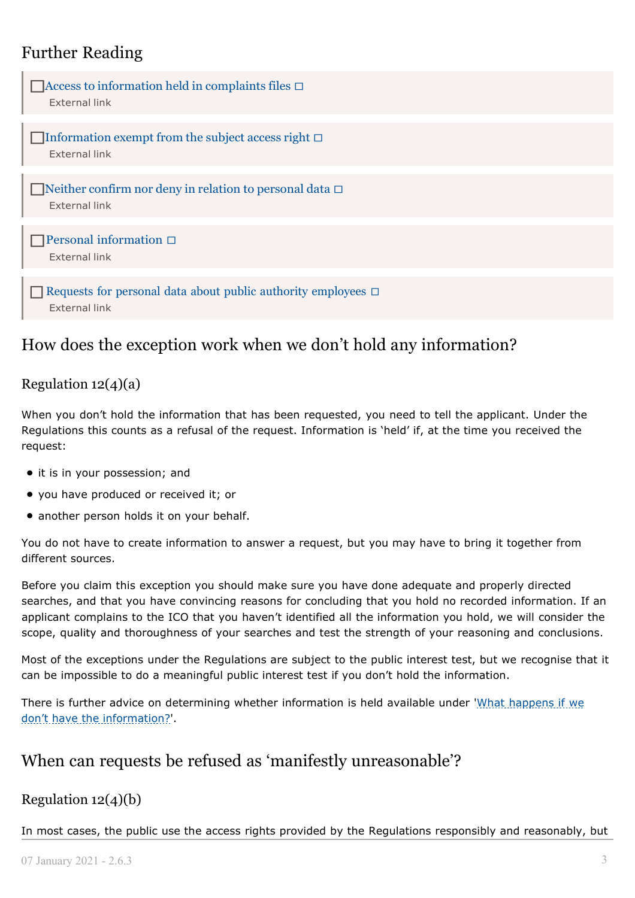## Further Reading

- Access to information held in complaints files
  External link

- Information exempt from the subject access right
  External link

- Neither confirm nor deny in relation to personal data
  External link

- Personal information
  External link

- Requests for personal data about public authority employees
  External link

## How does the exception work when we don't hold any information?

### Regulation 12(4)(a)

When you don't hold the information that has been requested, you need to tell the applicant. Under the Regulations this counts as a refusal of the request. Information is 'held' if, at the time you received the request:

- it is in your possession; and
- you have produced or received it; or
- another person holds it on your behalf.

You do not have to create information to answer a request, but you may have to bring it together from different sources.

Before you claim this exception you should make sure you have done adequate and properly directed searches, and that you have convincing reasons for concluding that you hold no recorded information. If an applicant complains to the ICO that you haven't identified all the information you hold, we will consider the scope, quality and thoroughness of your searches and test the strength of your reasoning and conclusions.

Most of the exceptions under the Regulations are subject to the public interest test, but we recognise that it can be impossible to do a meaningful public interest test if you don't hold the information.

There is further advice on determining whether information is held available under 'What happens if we don't have the information?'.

## When can requests be refused as 'manifestly unreasonable'?

### Regulation 12(4)(b)

In most cases, the public use the access rights provided by the Regulations responsibly and reasonably, but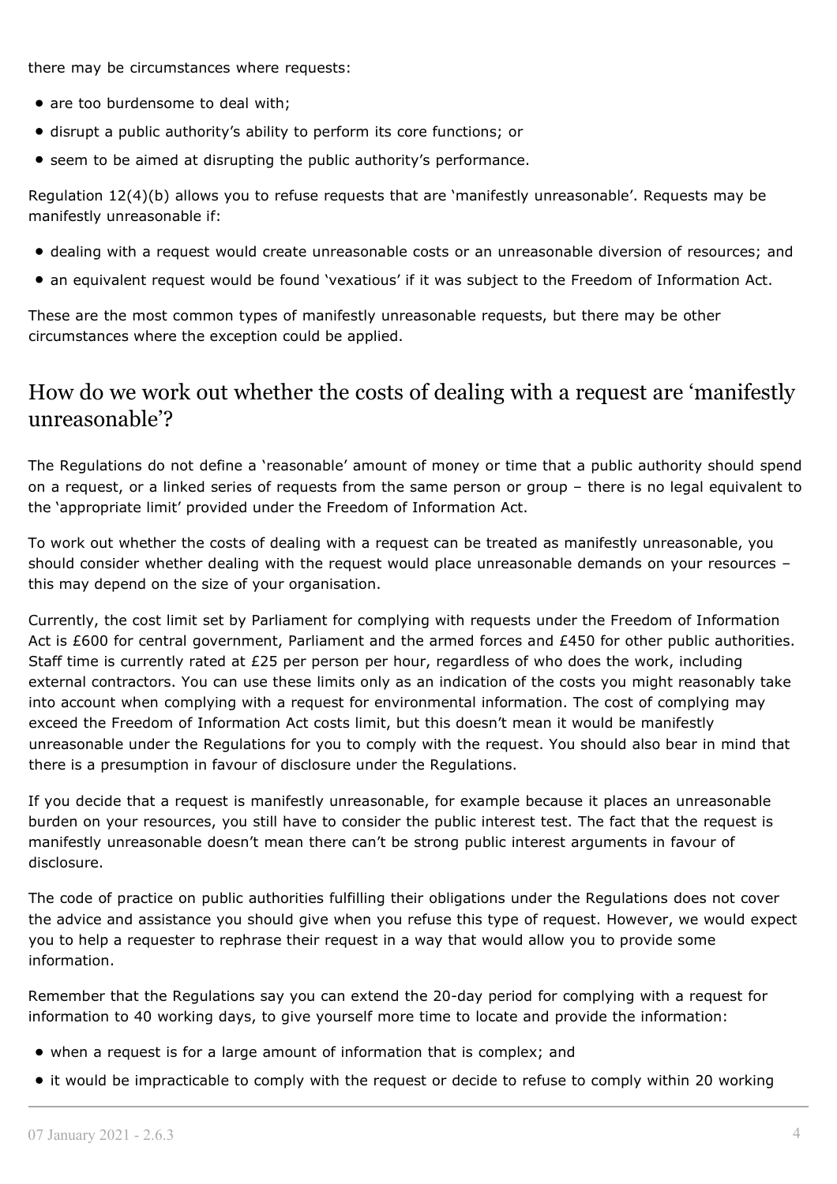there may be circumstances where requests:

- are too burdensome to deal with;
- disrupt a public authority's ability to perform its core functions; or
- seem to be aimed at disrupting the public authority's performance.

Regulation 12(4)(b) allows you to refuse requests that are 'manifestly unreasonable'. Requests may be manifestly unreasonable if:

- dealing with a request would create unreasonable costs or an unreasonable diversion of resources; and
- an equivalent request would be found 'vexatious' if it was subject to the Freedom of Information Act.

These are the most common types of manifestly unreasonable requests, but there may be other circumstances where the exception could be applied.

## How do we work out whether the costs of dealing with a request are 'manifestly unreasonable'?

The Regulations do not define a 'reasonable' amount of money or time that a public authority should spend on a request, or a linked series of requests from the same person or group – there is no legal equivalent to the 'appropriate limit' provided under the Freedom of Information Act.

To work out whether the costs of dealing with a request can be treated as manifestly unreasonable, you should consider whether dealing with the request would place unreasonable demands on your resources – this may depend on the size of your organisation.

Currently, the cost limit set by Parliament for complying with requests under the Freedom of Information Act is £600 for central government, Parliament and the armed forces and £450 for other public authorities. Staff time is currently rated at £25 per person per hour, regardless of who does the work, including external contractors. You can use these limits only as an indication of the costs you might reasonably take into account when complying with a request for environmental information. The cost of complying may exceed the Freedom of Information Act costs limit, but this doesn't mean it would be manifestly unreasonable under the Regulations for you to comply with the request. You should also bear in mind that there is a presumption in favour of disclosure under the Regulations.

If you decide that a request is manifestly unreasonable, for example because it places an unreasonable burden on your resources, you still have to consider the public interest test. The fact that the request is manifestly unreasonable doesn't mean there can't be strong public interest arguments in favour of disclosure.

The code of practice on public authorities fulfilling their obligations under the Regulations does not cover the advice and assistance you should give when you refuse this type of request. However, we would expect you to help a requester to rephrase their request in a way that would allow you to provide some information.

Remember that the Regulations say you can extend the 20-day period for complying with a request for information to 40 working days, to give yourself more time to locate and provide the information:

- when a request is for a large amount of information that is complex; and
- it would be impracticable to comply with the request or decide to refuse to comply within 20 working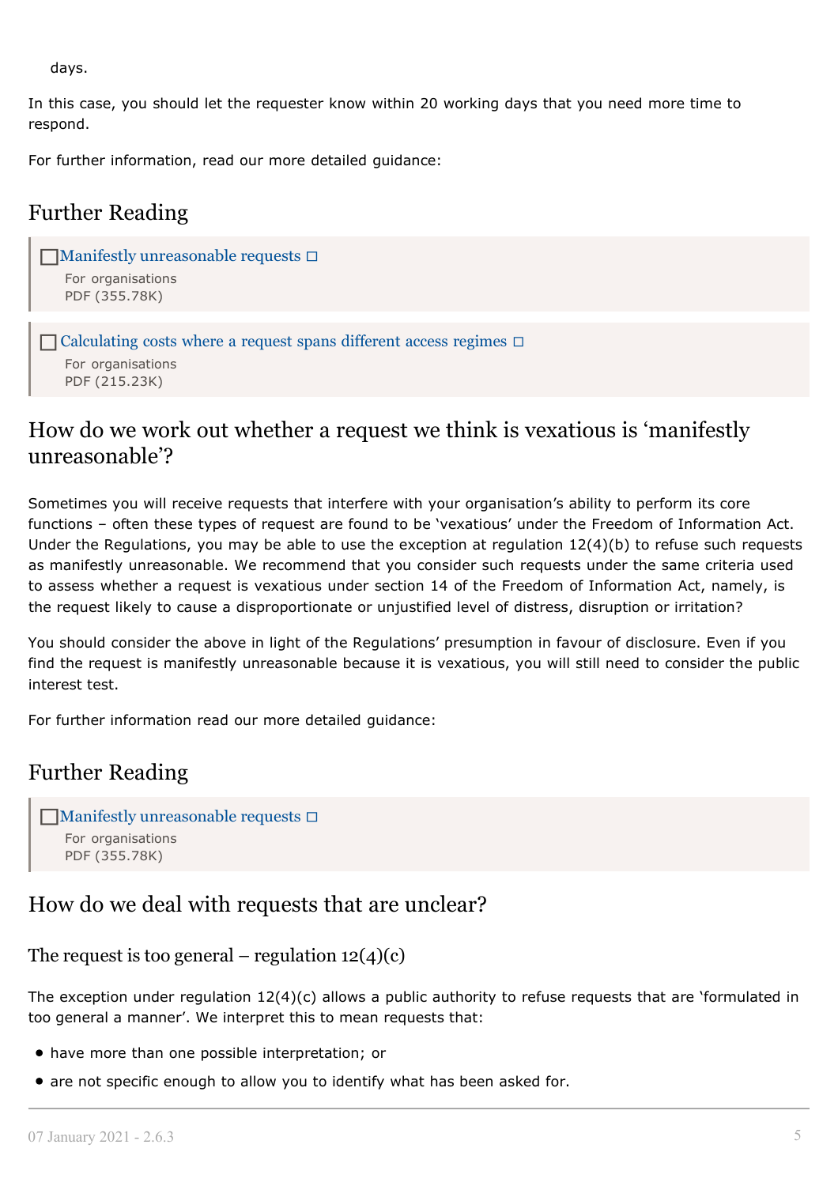days.

In this case, you should let the requester know within 20 working days that you need more time to respond.

For further information, read our more detailed guidance:

## Further Reading

Manifestly unreasonable requests
For organisations
PDF (355.78K)

Calculating costs where a request spans different access regimes
For organisations
PDF (215.23K)

## How do we work out whether a request we think is vexatious is 'manifestly unreasonable'?

Sometimes you will receive requests that interfere with your organisation's ability to perform its core functions – often these types of request are found to be 'vexatious' under the Freedom of Information Act. Under the Regulations, you may be able to use the exception at regulation 12(4)(b) to refuse such requests as manifestly unreasonable. We recommend that you consider such requests under the same criteria used to assess whether a request is vexatious under section 14 of the Freedom of Information Act, namely, is the request likely to cause a disproportionate or unjustified level of distress, disruption or irritation?

You should consider the above in light of the Regulations' presumption in favour of disclosure. Even if you find the request is manifestly unreasonable because it is vexatious, you will still need to consider the public interest test.

For further information read our more detailed guidance:

## Further Reading

Manifestly unreasonable requests
For organisations
PDF (355.78K)

## How do we deal with requests that are unclear?

### The request is too general – regulation 12(4)(c)

The exception under regulation 12(4)(c) allows a public authority to refuse requests that are 'formulated in too general a manner'. We interpret this to mean requests that:

- have more than one possible interpretation; or
- are not specific enough to allow you to identify what has been asked for.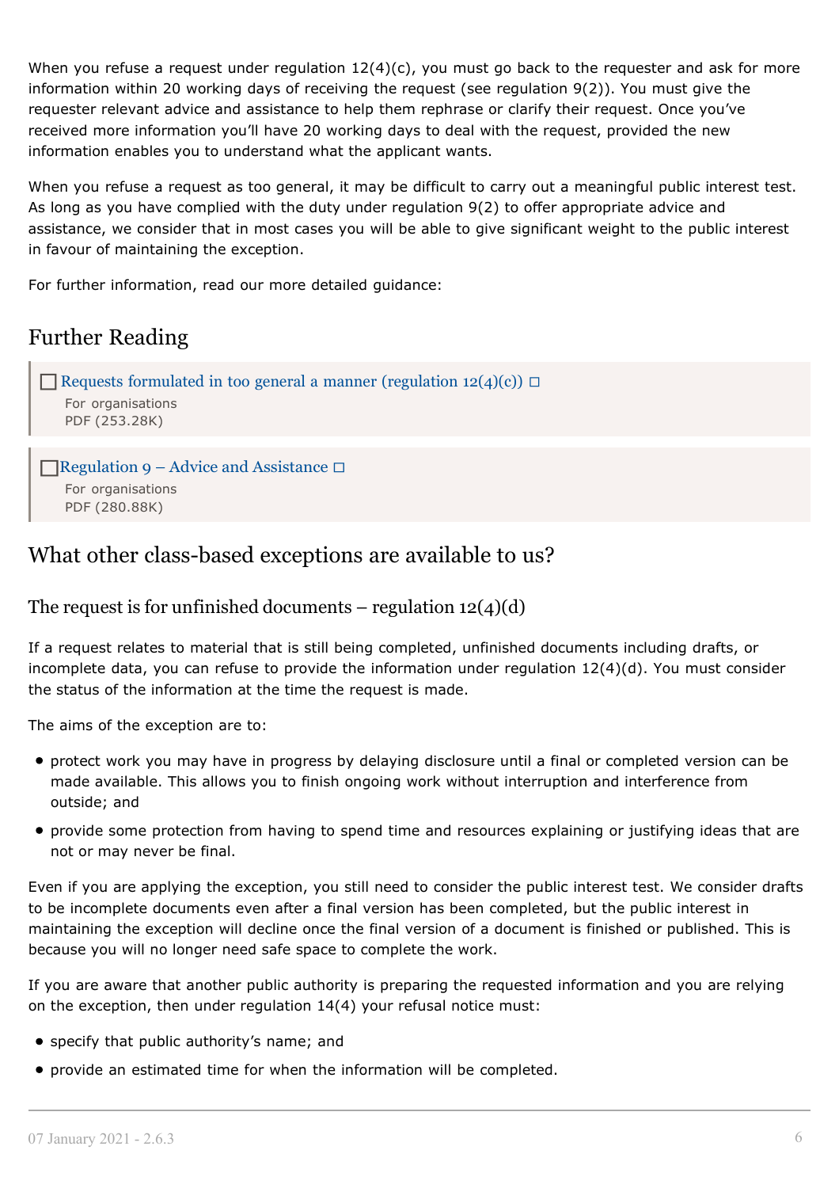When you refuse a request under regulation 12(4)(c), you must go back to the requester and ask for more information within 20 working days of receiving the request (see regulation 9(2)). You must give the requester relevant advice and assistance to help them rephrase or clarify their request. Once you've received more information you'll have 20 working days to deal with the request, provided the new information enables you to understand what the applicant wants.

When you refuse a request as too general, it may be difficult to carry out a meaningful public interest test. As long as you have complied with the duty under regulation 9(2) to offer appropriate advice and assistance, we consider that in most cases you will be able to give significant weight to the public interest in favour of maintaining the exception.

For further information, read our more detailed guidance:

## Further Reading

> Requests formulated in too general a manner (regulation 12(4)(c))
> For organisations
> PDF (253.28K)

> Regulation 9 – Advice and Assistance
> For organisations
> PDF (280.88K)

## What other class-based exceptions are available to us?

### The request is for unfinished documents – regulation 12(4)(d)

If a request relates to material that is still being completed, unfinished documents including drafts, or incomplete data, you can refuse to provide the information under regulation 12(4)(d). You must consider the status of the information at the time the request is made.

The aims of the exception are to:

- protect work you may have in progress by delaying disclosure until a final or completed version can be made available. This allows you to finish ongoing work without interruption and interference from outside; and
- provide some protection from having to spend time and resources explaining or justifying ideas that are not or may never be final.

Even if you are applying the exception, you still need to consider the public interest test. We consider drafts to be incomplete documents even after a final version has been completed, but the public interest in maintaining the exception will decline once the final version of a document is finished or published. This is because you will no longer need safe space to complete the work.

If you are aware that another public authority is preparing the requested information and you are relying on the exception, then under regulation 14(4) your refusal notice must:

- specify that public authority's name; and
- provide an estimated time for when the information will be completed.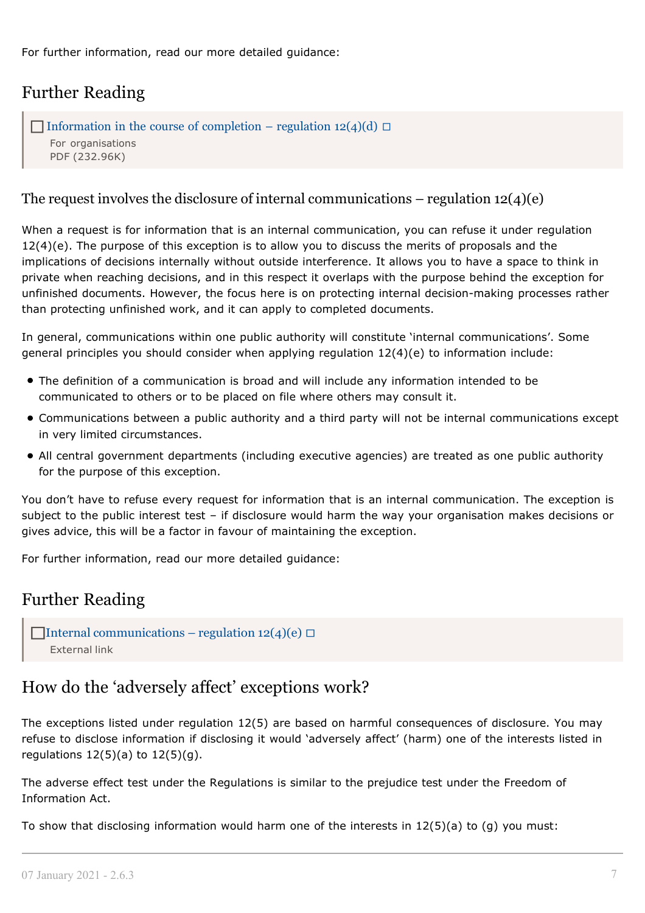For further information, read our more detailed guidance:

## Further Reading

[Information in the course of completion – regulation 12(4)(d)](#)
For organisations
PDF (232.96K)

### The request involves the disclosure of internal communications – regulation 12(4)(e)

When a request is for information that is an internal communication, you can refuse it under regulation 12(4)(e). The purpose of this exception is to allow you to discuss the merits of proposals and the implications of decisions internally without outside interference. It allows you to have a space to think in private when reaching decisions, and in this respect it overlaps with the purpose behind the exception for unfinished documents. However, the focus here is on protecting internal decision-making processes rather than protecting unfinished work, and it can apply to completed documents.

In general, communications within one public authority will constitute 'internal communications'. Some general principles you should consider when applying regulation 12(4)(e) to information include:

- The definition of a communication is broad and will include any information intended to be communicated to others or to be placed on file where others may consult it.
- Communications between a public authority and a third party will not be internal communications except in very limited circumstances.
- All central government departments (including executive agencies) are treated as one public authority for the purpose of this exception.

You don't have to refuse every request for information that is an internal communication. The exception is subject to the public interest test – if disclosure would harm the way your organisation makes decisions or gives advice, this will be a factor in favour of maintaining the exception.

For further information, read our more detailed guidance:

## Further Reading

[Internal communications – regulation 12(4)(e)](#)
External link

## How do the 'adversely affect' exceptions work?

The exceptions listed under regulation 12(5) are based on harmful consequences of disclosure. You may refuse to disclose information if disclosing it would 'adversely affect' (harm) one of the interests listed in regulations 12(5)(a) to 12(5)(g).

The adverse effect test under the Regulations is similar to the prejudice test under the Freedom of Information Act.

To show that disclosing information would harm one of the interests in 12(5)(a) to (g) you must: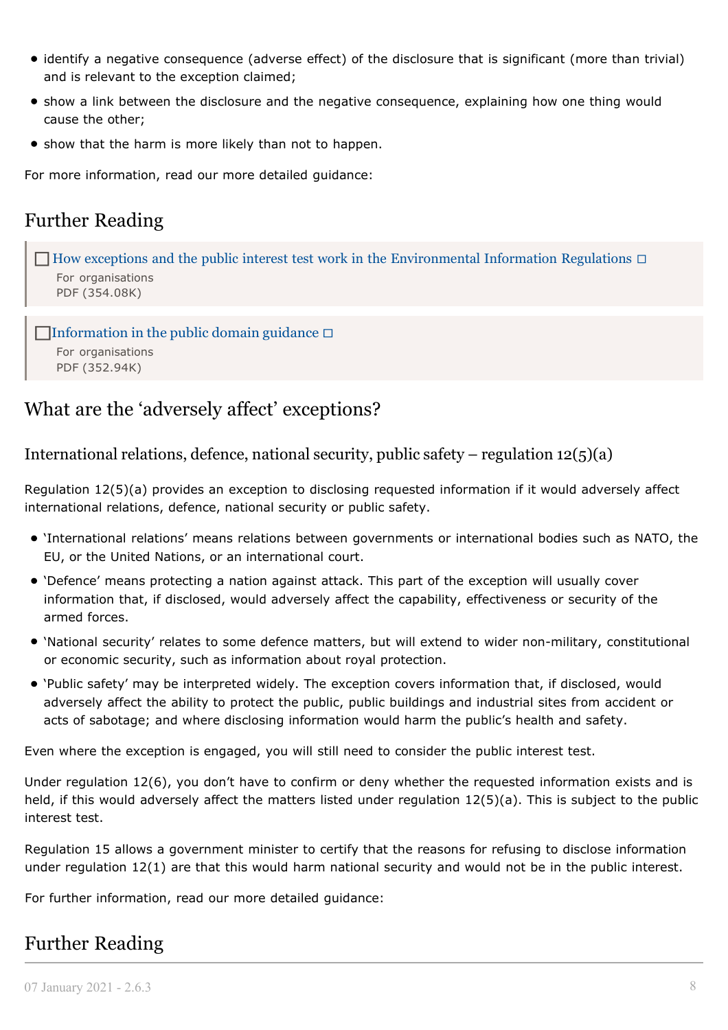- identify a negative consequence (adverse effect) of the disclosure that is significant (more than trivial) and is relevant to the exception claimed;
- show a link between the disclosure and the negative consequence, explaining how one thing would cause the other;
- show that the harm is more likely than not to happen.

For more information, read our more detailed guidance:

## Further Reading

How exceptions and the public interest test work in the Environmental Information Regulations
For organisations
PDF (354.08K)

Information in the public domain guidance
For organisations
PDF (352.94K)

## What are the 'adversely affect' exceptions?

### International relations, defence, national security, public safety – regulation 12(5)(a)

Regulation 12(5)(a) provides an exception to disclosing requested information if it would adversely affect international relations, defence, national security or public safety.

- 'International relations' means relations between governments or international bodies such as NATO, the EU, or the United Nations, or an international court.
- 'Defence' means protecting a nation against attack. This part of the exception will usually cover information that, if disclosed, would adversely affect the capability, effectiveness or security of the armed forces.
- 'National security' relates to some defence matters, but will extend to wider non-military, constitutional or economic security, such as information about royal protection.
- 'Public safety' may be interpreted widely. The exception covers information that, if disclosed, would adversely affect the ability to protect the public, public buildings and industrial sites from accident or acts of sabotage; and where disclosing information would harm the public's health and safety.

Even where the exception is engaged, you will still need to consider the public interest test.

Under regulation 12(6), you don't have to confirm or deny whether the requested information exists and is held, if this would adversely affect the matters listed under regulation 12(5)(a). This is subject to the public interest test.

Regulation 15 allows a government minister to certify that the reasons for refusing to disclose information under regulation 12(1) are that this would harm national security and would not be in the public interest.

For further information, read our more detailed guidance:

## Further Reading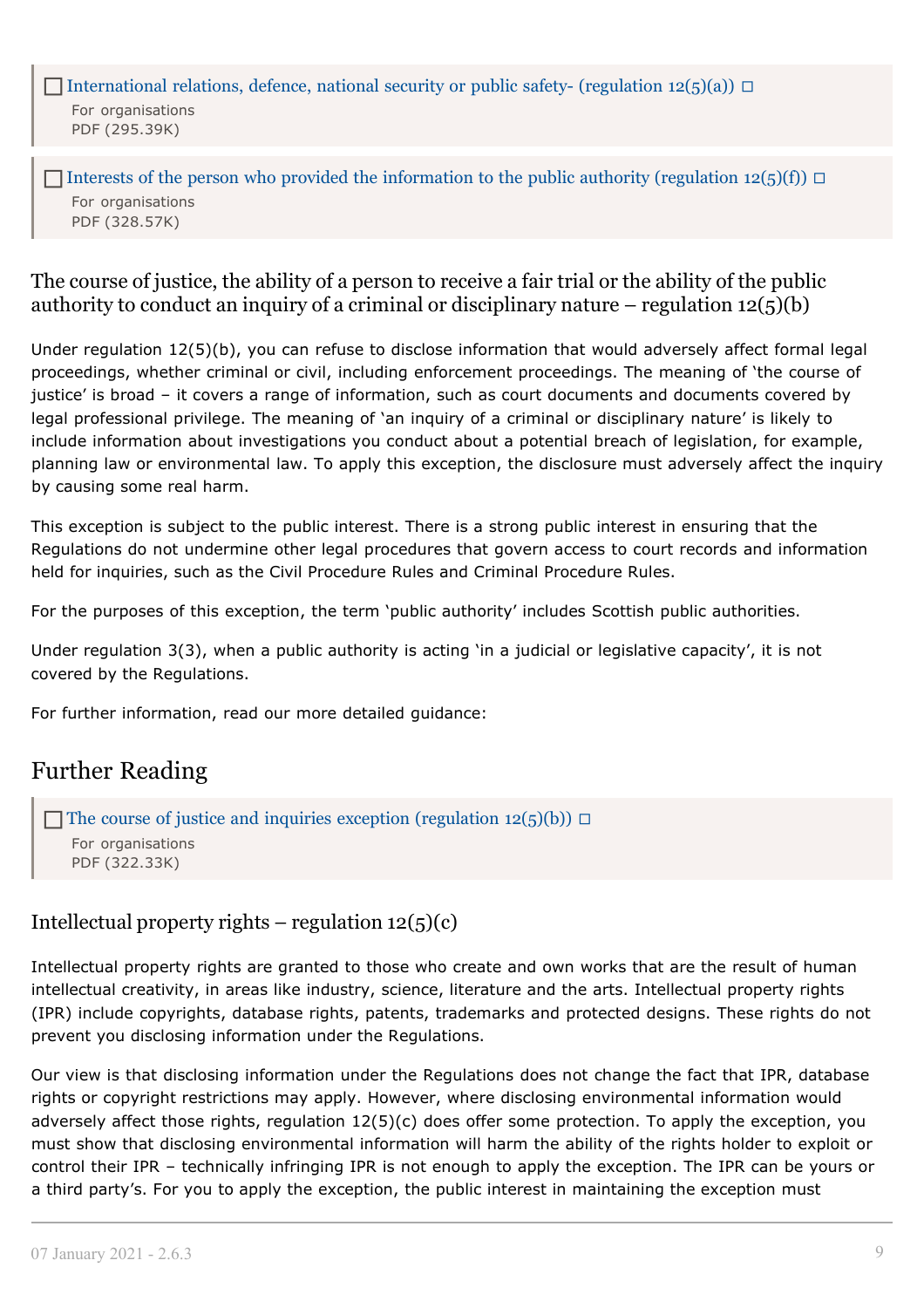International relations, defence, national security or public safety- (regulation 12(5)(a))
For organisations
PDF (295.39K)

Interests of the person who provided the information to the public authority (regulation 12(5)(f))
For organisations
PDF (328.57K)

### The course of justice, the ability of a person to receive a fair trial or the ability of the public authority to conduct an inquiry of a criminal or disciplinary nature – regulation 12(5)(b)

Under regulation 12(5)(b), you can refuse to disclose information that would adversely affect formal legal proceedings, whether criminal or civil, including enforcement proceedings. The meaning of 'the course of justice' is broad – it covers a range of information, such as court documents and documents covered by legal professional privilege. The meaning of 'an inquiry of a criminal or disciplinary nature' is likely to include information about investigations you conduct about a potential breach of legislation, for example, planning law or environmental law. To apply this exception, the disclosure must adversely affect the inquiry by causing some real harm.

This exception is subject to the public interest. There is a strong public interest in ensuring that the Regulations do not undermine other legal procedures that govern access to court records and information held for inquiries, such as the Civil Procedure Rules and Criminal Procedure Rules.

For the purposes of this exception, the term 'public authority' includes Scottish public authorities.

Under regulation 3(3), when a public authority is acting 'in a judicial or legislative capacity', it is not covered by the Regulations.

For further information, read our more detailed guidance:

## Further Reading

The course of justice and inquiries exception (regulation 12(5)(b))
For organisations
PDF (322.33K)

### Intellectual property rights – regulation 12(5)(c)

Intellectual property rights are granted to those who create and own works that are the result of human intellectual creativity, in areas like industry, science, literature and the arts. Intellectual property rights (IPR) include copyrights, database rights, patents, trademarks and protected designs. These rights do not prevent you disclosing information under the Regulations.

Our view is that disclosing information under the Regulations does not change the fact that IPR, database rights or copyright restrictions may apply. However, where disclosing environmental information would adversely affect those rights, regulation 12(5)(c) does offer some protection. To apply the exception, you must show that disclosing environmental information will harm the ability of the rights holder to exploit or control their IPR – technically infringing IPR is not enough to apply the exception. The IPR can be yours or a third party's. For you to apply the exception, the public interest in maintaining the exception must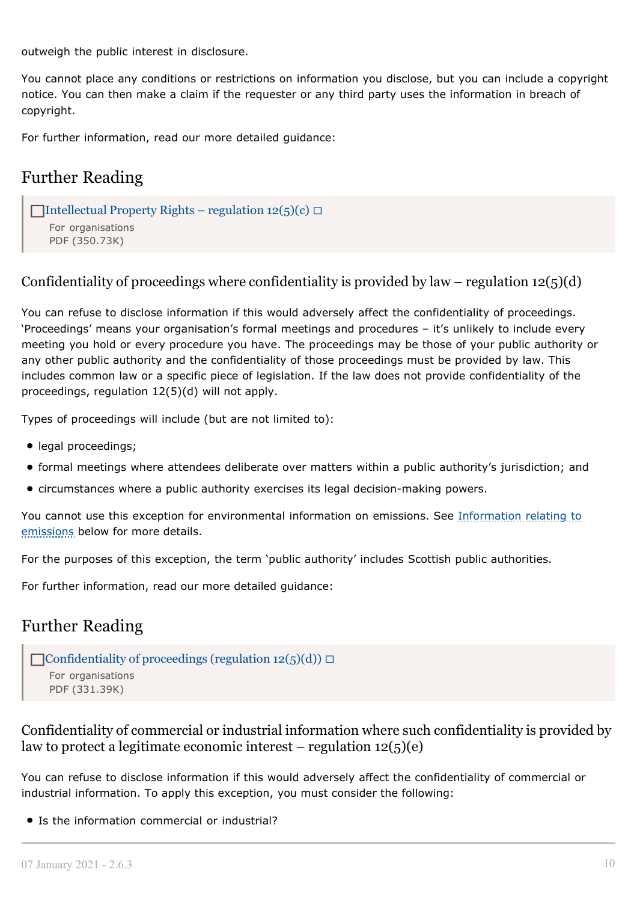outweigh the public interest in disclosure.

You cannot place any conditions or restrictions on information you disclose, but you can include a copyright notice. You can then make a claim if the requester or any third party uses the information in breach of copyright.

For further information, read our more detailed guidance:

## Further Reading

> [Intellectual Property Rights – regulation 12(5)(c)]()
> For organisations
> PDF (350.73K)

### Confidentiality of proceedings where confidentiality is provided by law – regulation 12(5)(d)

You can refuse to disclose information if this would adversely affect the confidentiality of proceedings. 'Proceedings' means your organisation's formal meetings and procedures – it's unlikely to include every meeting you hold or every procedure you have. The proceedings may be those of your public authority or any other public authority and the confidentiality of those proceedings must be provided by law. This includes common law or a specific piece of legislation. If the law does not provide confidentiality of the proceedings, regulation 12(5)(d) will not apply.

Types of proceedings will include (but are not limited to):

- legal proceedings;
- formal meetings where attendees deliberate over matters within a public authority's jurisdiction; and
- circumstances where a public authority exercises its legal decision-making powers.

You cannot use this exception for environmental information on emissions. See [Information relating to emissions]() below for more details.

For the purposes of this exception, the term 'public authority' includes Scottish public authorities.

For further information, read our more detailed guidance:

## Further Reading

> [Confidentiality of proceedings (regulation 12(5)(d))]()
> For organisations
> PDF (331.39K)

### Confidentiality of commercial or industrial information where such confidentiality is provided by law to protect a legitimate economic interest – regulation 12(5)(e)

You can refuse to disclose information if this would adversely affect the confidentiality of commercial or industrial information. To apply this exception, you must consider the following:

- Is the information commercial or industrial?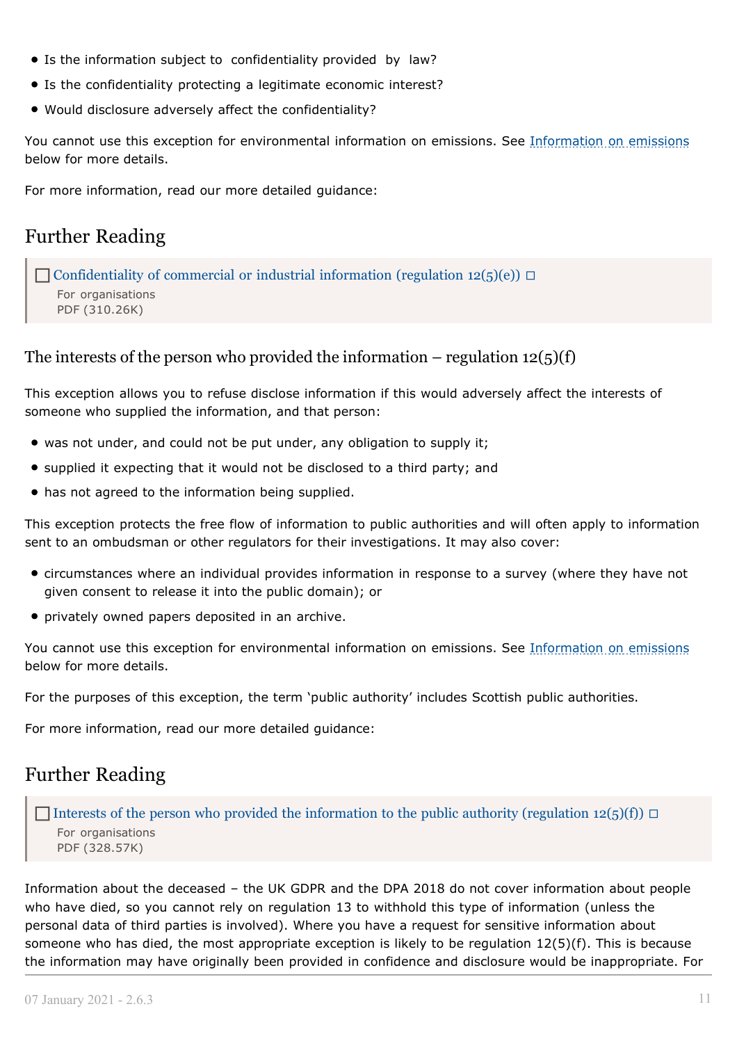- Is the information subject to confidentiality provided by law?
- Is the confidentiality protecting a legitimate economic interest?
- Would disclosure adversely affect the confidentiality?

You cannot use this exception for environmental information on emissions. See Information on emissions below for more details.

For more information, read our more detailed guidance:

## Further Reading

Confidentiality of commercial or industrial information (regulation 12(5)(e))
For organisations
PDF (310.26K)

### The interests of the person who provided the information – regulation 12(5)(f)

This exception allows you to refuse disclose information if this would adversely affect the interests of someone who supplied the information, and that person:

- was not under, and could not be put under, any obligation to supply it;
- supplied it expecting that it would not be disclosed to a third party; and
- has not agreed to the information being supplied.

This exception protects the free flow of information to public authorities and will often apply to information sent to an ombudsman or other regulators for their investigations. It may also cover:

- circumstances where an individual provides information in response to a survey (where they have not given consent to release it into the public domain); or
- privately owned papers deposited in an archive.

You cannot use this exception for environmental information on emissions. See Information on emissions below for more details.

For the purposes of this exception, the term 'public authority' includes Scottish public authorities.

For more information, read our more detailed guidance:

## Further Reading

Interests of the person who provided the information to the public authority (regulation 12(5)(f))
For organisations
PDF (328.57K)

Information about the deceased – the UK GDPR and the DPA 2018 do not cover information about people who have died, so you cannot rely on regulation 13 to withhold this type of information (unless the personal data of third parties is involved). Where you have a request for sensitive information about someone who has died, the most appropriate exception is likely to be regulation 12(5)(f). This is because the information may have originally been provided in confidence and disclosure would be inappropriate. For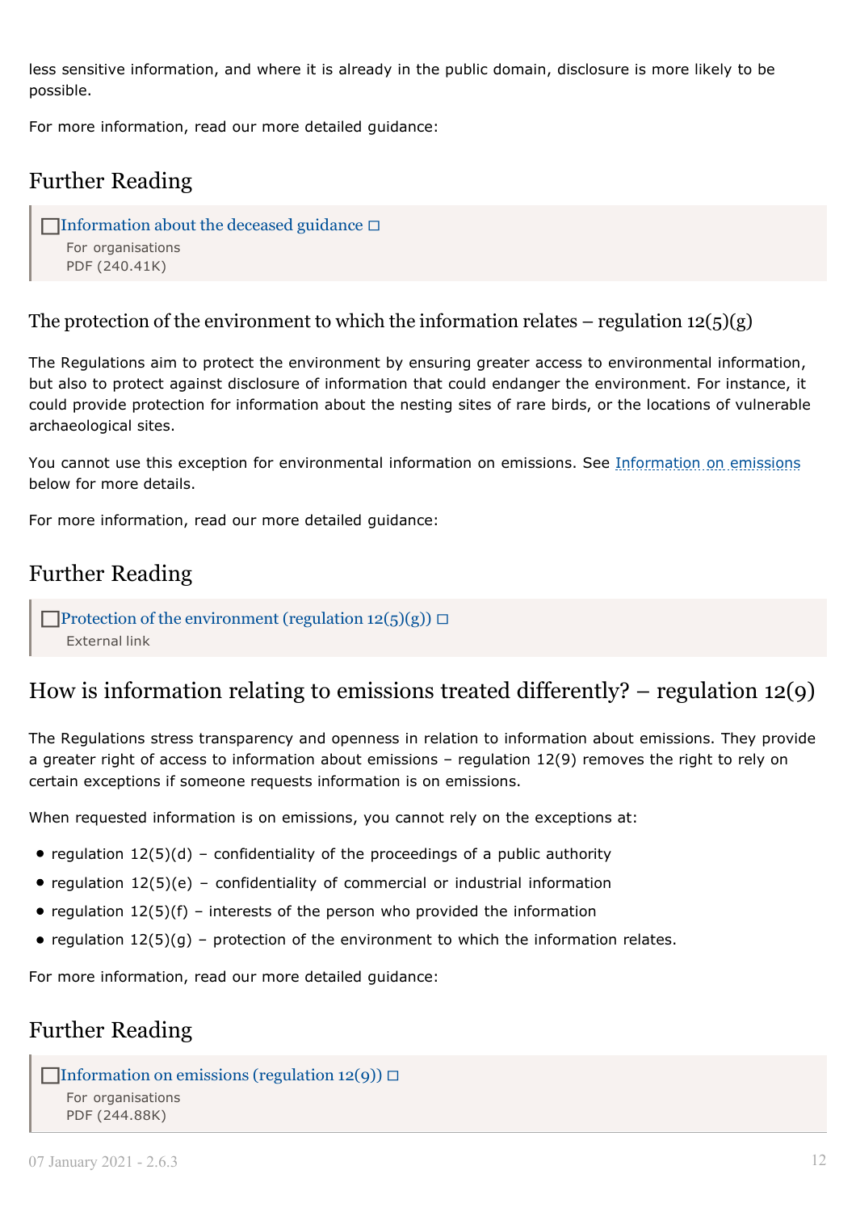less sensitive information, and where it is already in the public domain, disclosure is more likely to be possible.

For more information, read our more detailed guidance:

## Further Reading

Information about the deceased guidance
For organisations
PDF (240.41K)

### The protection of the environment to which the information relates – regulation 12(5)(g)

The Regulations aim to protect the environment by ensuring greater access to environmental information, but also to protect against disclosure of information that could endanger the environment. For instance, it could provide protection for information about the nesting sites of rare birds, or the locations of vulnerable archaeological sites.

You cannot use this exception for environmental information on emissions. See Information on emissions below for more details.

For more information, read our more detailed guidance:

## Further Reading

Protection of the environment (regulation 12(5)(g))
External link

## How is information relating to emissions treated differently? – regulation 12(9)

The Regulations stress transparency and openness in relation to information about emissions. They provide a greater right of access to information about emissions – regulation 12(9) removes the right to rely on certain exceptions if someone requests information is on emissions.

When requested information is on emissions, you cannot rely on the exceptions at:

- regulation 12(5)(d) – confidentiality of the proceedings of a public authority
- regulation 12(5)(e) – confidentiality of commercial or industrial information
- regulation 12(5)(f) – interests of the person who provided the information
- regulation 12(5)(g) – protection of the environment to which the information relates.

For more information, read our more detailed guidance:

## Further Reading

Information on emissions (regulation 12(9))
For organisations
PDF (244.88K)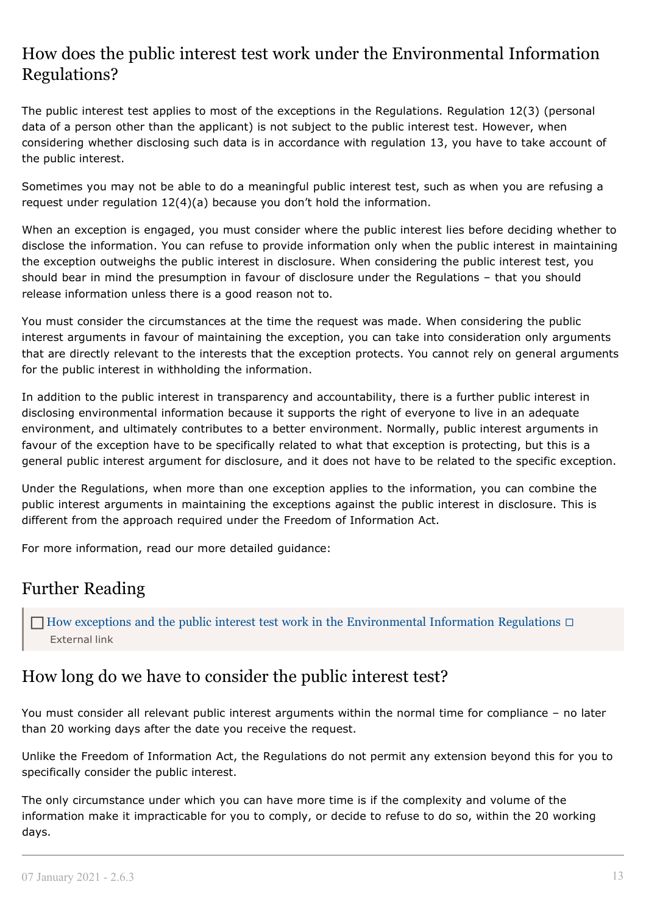## How does the public interest test work under the Environmental Information Regulations?

The public interest test applies to most of the exceptions in the Regulations. Regulation 12(3) (personal data of a person other than the applicant) is not subject to the public interest test. However, when considering whether disclosing such data is in accordance with regulation 13, you have to take account of the public interest.

Sometimes you may not be able to do a meaningful public interest test, such as when you are refusing a request under regulation 12(4)(a) because you don't hold the information.

When an exception is engaged, you must consider where the public interest lies before deciding whether to disclose the information. You can refuse to provide information only when the public interest in maintaining the exception outweighs the public interest in disclosure. When considering the public interest test, you should bear in mind the presumption in favour of disclosure under the Regulations – that you should release information unless there is a good reason not to.

You must consider the circumstances at the time the request was made. When considering the public interest arguments in favour of maintaining the exception, you can take into consideration only arguments that are directly relevant to the interests that the exception protects. You cannot rely on general arguments for the public interest in withholding the information.

In addition to the public interest in transparency and accountability, there is a further public interest in disclosing environmental information because it supports the right of everyone to live in an adequate environment, and ultimately contributes to a better environment. Normally, public interest arguments in favour of the exception have to be specifically related to what that exception is protecting, but this is a general public interest argument for disclosure, and it does not have to be related to the specific exception.

Under the Regulations, when more than one exception applies to the information, you can combine the public interest arguments in maintaining the exceptions against the public interest in disclosure. This is different from the approach required under the Freedom of Information Act.

For more information, read our more detailed guidance:

## Further Reading

> How exceptions and the public interest test work in the Environmental Information Regulations
> External link

## How long do we have to consider the public interest test?

You must consider all relevant public interest arguments within the normal time for compliance – no later than 20 working days after the date you receive the request.

Unlike the Freedom of Information Act, the Regulations do not permit any extension beyond this for you to specifically consider the public interest.

The only circumstance under which you can have more time is if the complexity and volume of the information make it impracticable for you to comply, or decide to refuse to do so, within the 20 working days.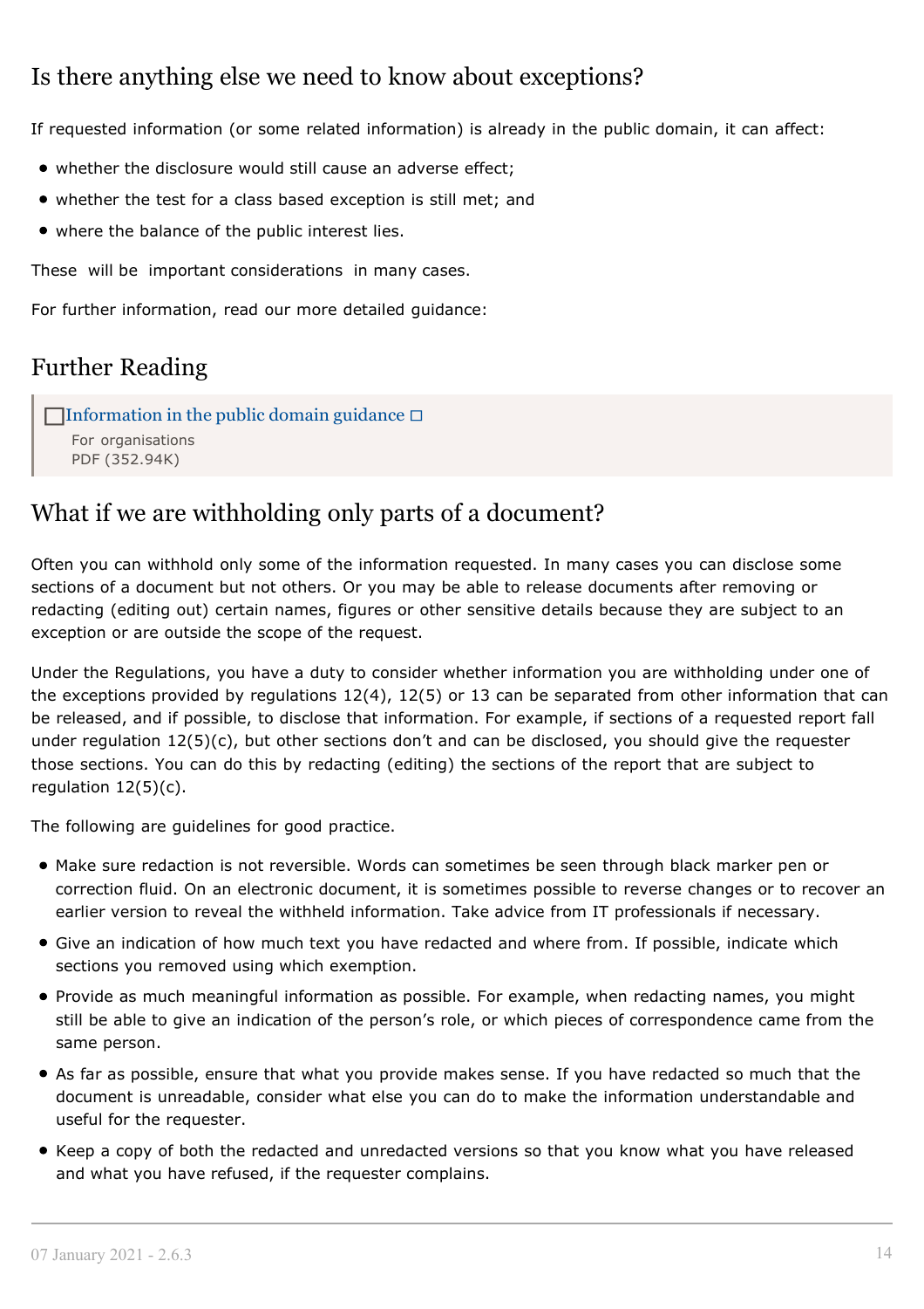## Is there anything else we need to know about exceptions?

If requested information (or some related information) is already in the public domain, it can affect:

- whether the disclosure would still cause an adverse effect;
- whether the test for a class based exception is still met; and
- where the balance of the public interest lies.

These will be important considerations in many cases.

For further information, read our more detailed guidance:

## Further Reading

Information in the public domain guidance
For organisations
PDF (352.94K)

## What if we are withholding only parts of a document?

Often you can withhold only some of the information requested. In many cases you can disclose some sections of a document but not others. Or you may be able to release documents after removing or redacting (editing out) certain names, figures or other sensitive details because they are subject to an exception or are outside the scope of the request.

Under the Regulations, you have a duty to consider whether information you are withholding under one of the exceptions provided by regulations 12(4), 12(5) or 13 can be separated from other information that can be released, and if possible, to disclose that information. For example, if sections of a requested report fall under regulation 12(5)(c), but other sections don't and can be disclosed, you should give the requester those sections. You can do this by redacting (editing) the sections of the report that are subject to regulation 12(5)(c).

The following are guidelines for good practice.

- Make sure redaction is not reversible. Words can sometimes be seen through black marker pen or correction fluid. On an electronic document, it is sometimes possible to reverse changes or to recover an earlier version to reveal the withheld information. Take advice from IT professionals if necessary.
- Give an indication of how much text you have redacted and where from. If possible, indicate which sections you removed using which exemption.
- Provide as much meaningful information as possible. For example, when redacting names, you might still be able to give an indication of the person's role, or which pieces of correspondence came from the same person.
- As far as possible, ensure that what you provide makes sense. If you have redacted so much that the document is unreadable, consider what else you can do to make the information understandable and useful for the requester.
- Keep a copy of both the redacted and unredacted versions so that you know what you have released and what you have refused, if the requester complains.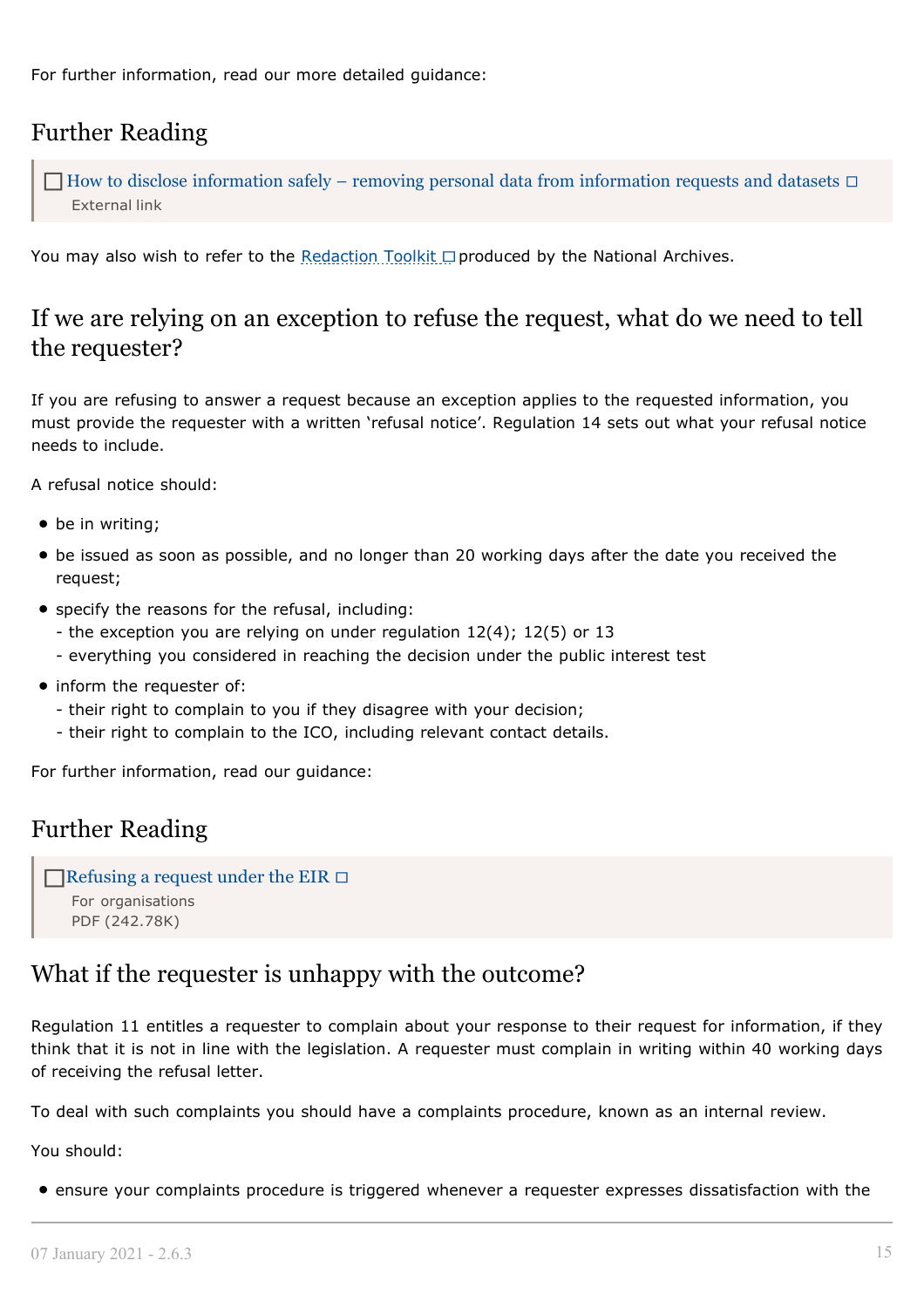For further information, read our more detailed guidance:

## Further Reading

> How to disclose information safely – removing personal data from information requests and datasets
> External link

You may also wish to refer to the Redaction Toolkit produced by the National Archives.

## If we are relying on an exception to refuse the request, what do we need to tell the requester?

If you are refusing to answer a request because an exception applies to the requested information, you must provide the requester with a written 'refusal notice'. Regulation 14 sets out what your refusal notice needs to include.

A refusal notice should:

- be in writing;
- be issued as soon as possible, and no longer than 20 working days after the date you received the request;
- specify the reasons for the refusal, including:
  - the exception you are relying on under regulation 12(4); 12(5) or 13
  - everything you considered in reaching the decision under the public interest test
- inform the requester of:
  - their right to complain to you if they disagree with your decision;
  - their right to complain to the ICO, including relevant contact details.

For further information, read our guidance:

## Further Reading

> Refusing a request under the EIR
> For organisations
> PDF (242.78K)

## What if the requester is unhappy with the outcome?

Regulation 11 entitles a requester to complain about your response to their request for information, if they think that it is not in line with the legislation. A requester must complain in writing within 40 working days of receiving the refusal letter.

To deal with such complaints you should have a complaints procedure, known as an internal review.

You should:

- ensure your complaints procedure is triggered whenever a requester expresses dissatisfaction with the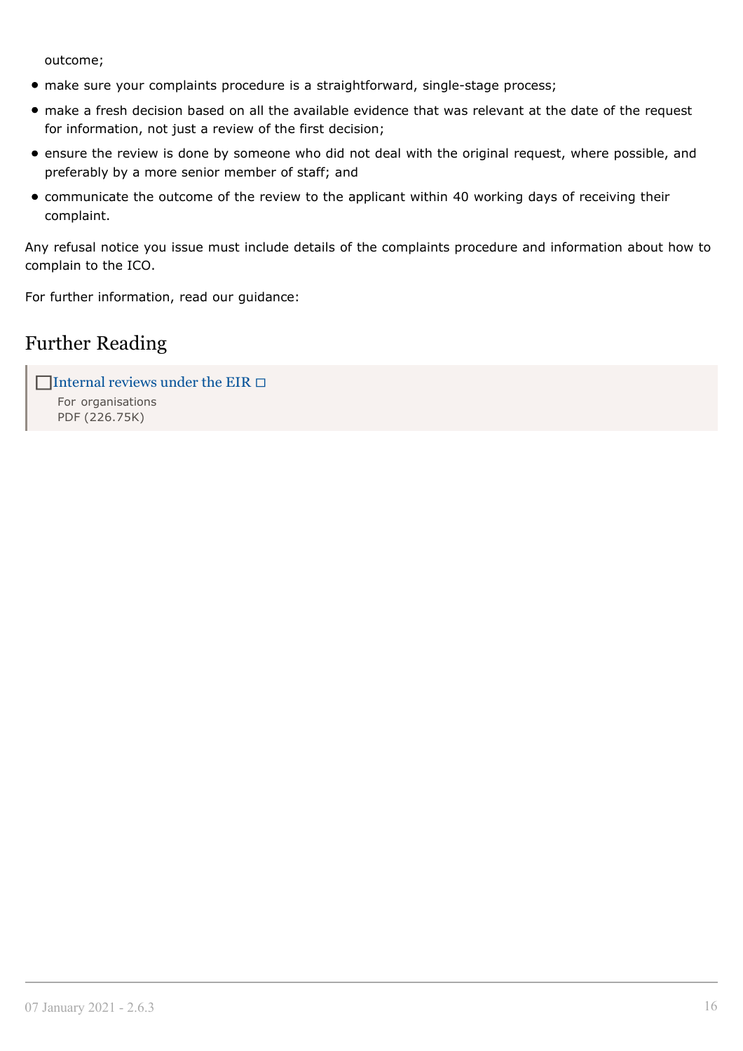outcome;

- make sure your complaints procedure is a straightforward, single-stage process;
- make a fresh decision based on all the available evidence that was relevant at the date of the request for information, not just a review of the first decision;
- ensure the review is done by someone who did not deal with the original request, where possible, and preferably by a more senior member of staff; and
- communicate the outcome of the review to the applicant within 40 working days of receiving their complaint.

Any refusal notice you issue must include details of the complaints procedure and information about how to complain to the ICO.

For further information, read our guidance:

## Further Reading

Internal reviews under the EIR
For organisations
PDF (226.75K)